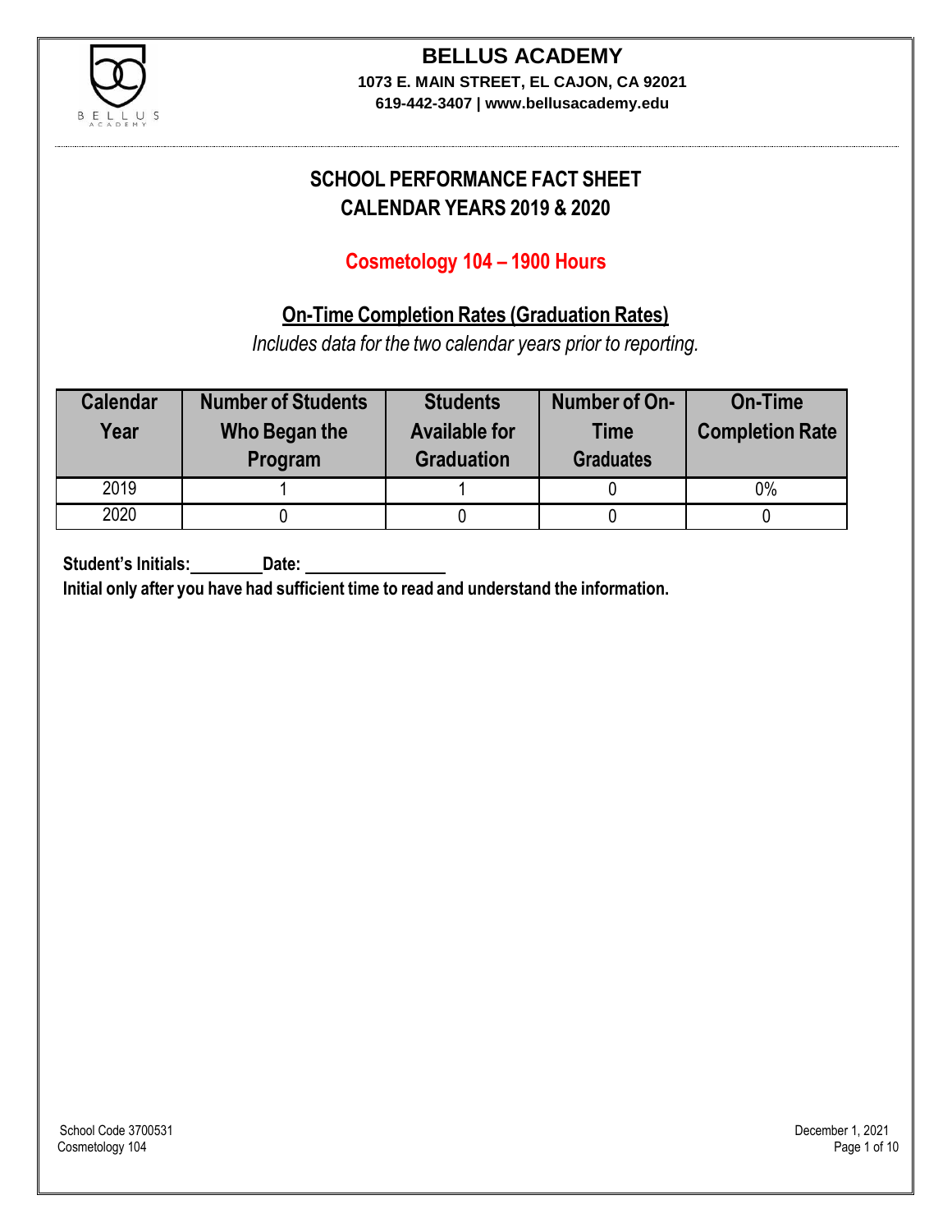# BELLUS ACADEMY

**1073 E. MAIN STREET, EL CAJON, CA 92021**
**619-442-3407 | www.bellusacademy.edu**

## SCHOOL PERFORMANCE FACT SHEET
## CALENDAR YEARS 2019 & 2020

### Cosmetology 104 – 1900 Hours

### On-Time Completion Rates (Graduation Rates)

*Includes data for the two calendar years prior to reporting.*

| Calendar Year | Number of Students Who Began the Program | Students Available for Graduation | Number of On-Time Graduates | On-Time Completion Rate |
|---|---|---|---|---|
| 2019 | 1 | 1 | 0 | 0% |
| 2020 | 0 | 0 | 0 | 0 |

**Student's Initials:________ Date: ________________**

**Initial only after you have had sufficient time to read and understand the information.**

School Code 3700531
Cosmetology 104

December 1, 2021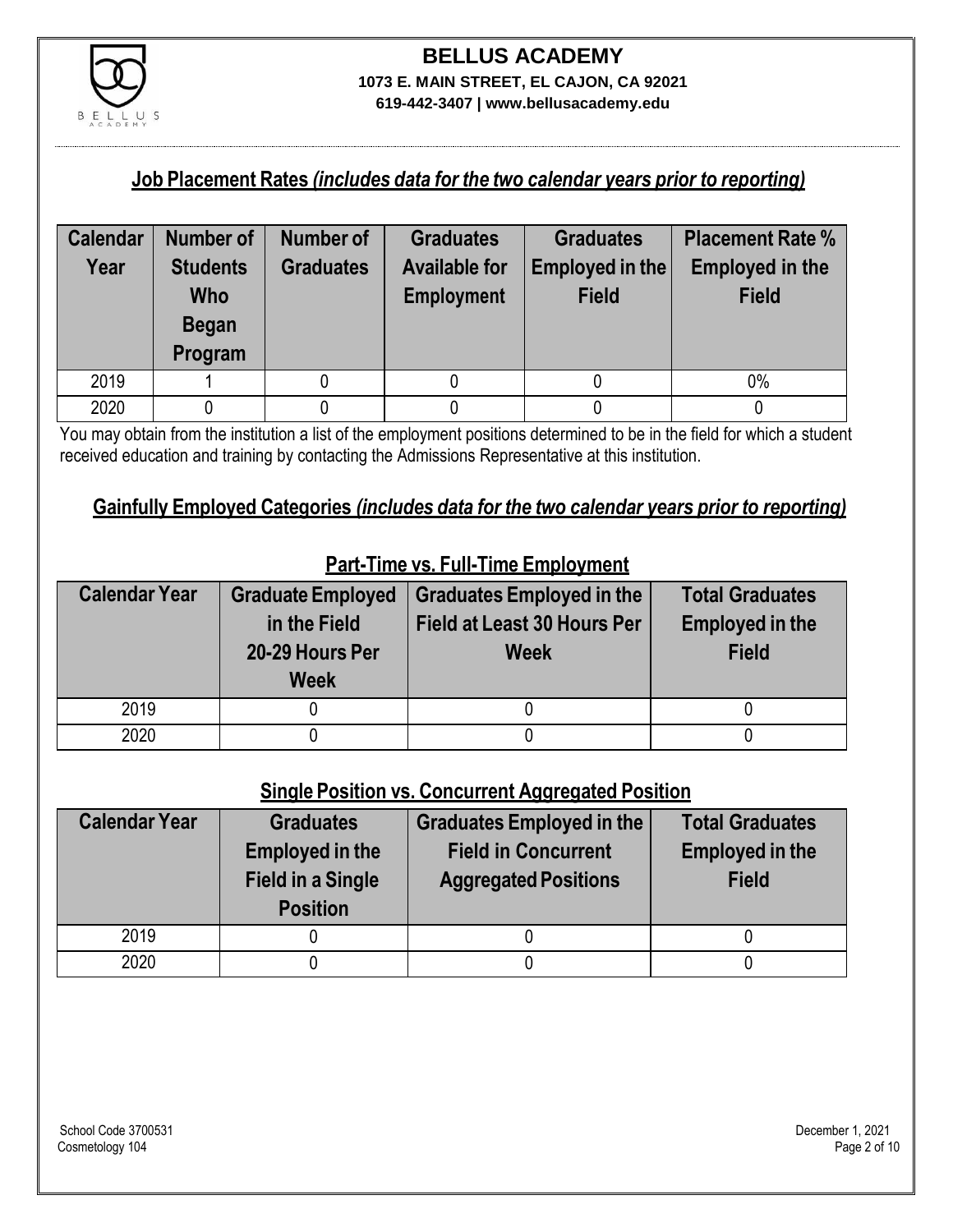# BELLUS ACADEMY

**1073 E. MAIN STREET, EL CAJON, CA 92021**

**619-442-3407 | www.bellusacademy.edu**

## Job Placement Rates *(includes data for the two calendar years prior to reporting)*

| Calendar Year | Number of Students Who Began Program | Number of Graduates | Graduates Available for Employment | Graduates Employed in the Field | Placement Rate % Employed in the Field |
|---|---|---|---|---|---|
| 2019 | 1 | 0 | 0 | 0 | 0% |
| 2020 | 0 | 0 | 0 | 0 | 0 |

You may obtain from the institution a list of the employment positions determined to be in the field for which a student received education and training by contacting the Admissions Representative at this institution.

## Gainfully Employed Categories *(includes data for the two calendar years prior to reporting)*

### Part-Time vs. Full-Time Employment

| Calendar Year | Graduate Employed in the Field 20-29 Hours Per Week | Graduates Employed in the Field at Least 30 Hours Per Week | Total Graduates Employed in the Field |
|---|---|---|---|
| 2019 | 0 | 0 | 0 |
| 2020 | 0 | 0 | 0 |

### Single Position vs. Concurrent Aggregated Position

| Calendar Year | Graduates Employed in the Field in a Single Position | Graduates Employed in the Field in Concurrent Aggregated Positions | Total Graduates Employed in the Field |
|---|---|---|---|
| 2019 | 0 | 0 | 0 |
| 2020 | 0 | 0 | 0 |

School Code 3700531
Cosmetology 104

December 1, 2021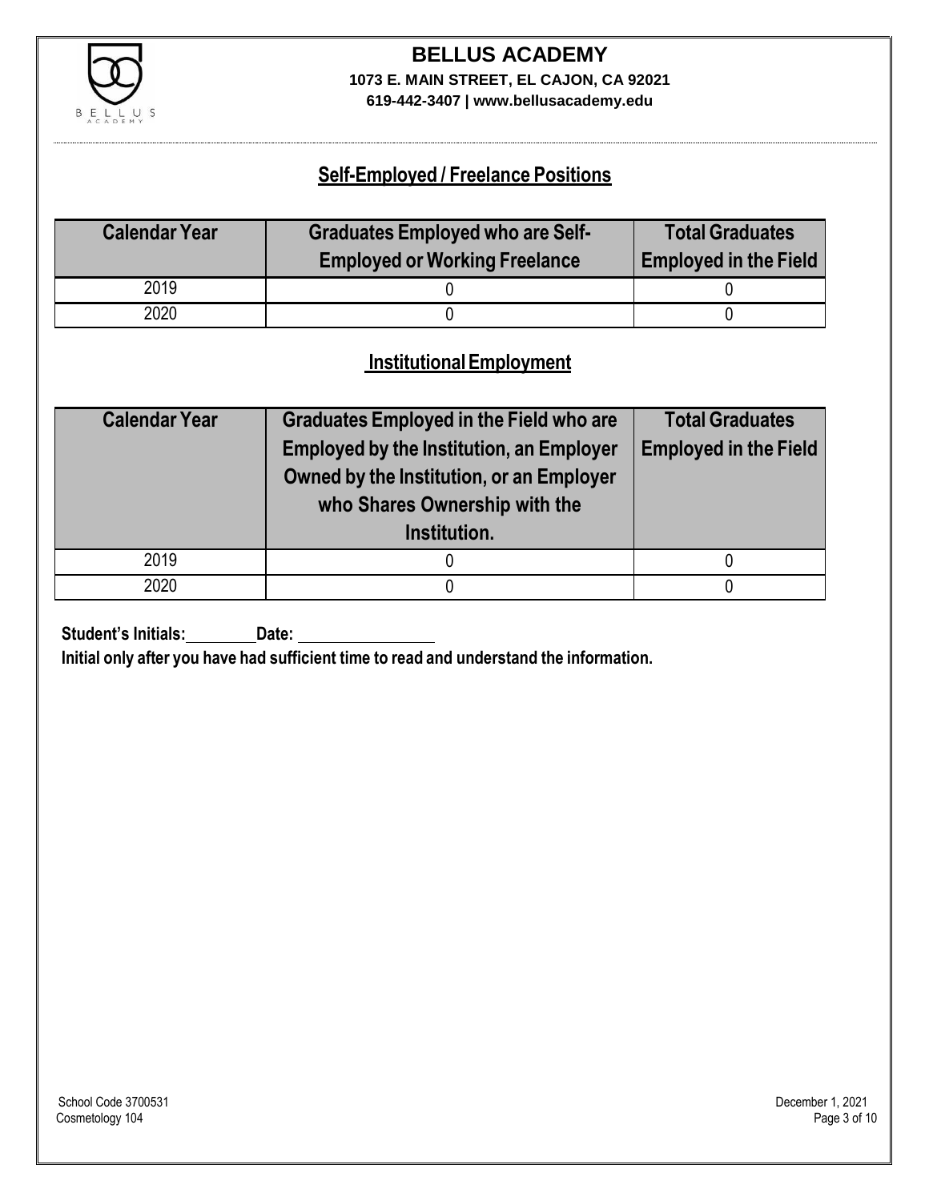**BELLUS ACADEMY**
**1073 E. MAIN STREET, EL CAJON, CA 92021**
**619-442-3407 | www.bellusacademy.edu**

## Self-Employed / Freelance Positions

| Calendar Year | Graduates Employed who are Self-Employed or Working Freelance | Total Graduates Employed in the Field |
|---|---|---|
| 2019 | 0 | 0 |
| 2020 | 0 | 0 |

## Institutional Employment

| Calendar Year | Graduates Employed in the Field who are Employed by the Institution, an Employer Owned by the Institution, or an Employer who Shares Ownership with the Institution. | Total Graduates Employed in the Field |
|---|---|---|
| 2019 | 0 | 0 |
| 2020 | 0 | 0 |

**Student's Initials:\_\_\_\_\_\_\_\_ Date: \_\_\_\_\_\_\_\_\_\_\_\_\_\_\_\_**

**Initial only after you have had sufficient time to read and understand the information.**

School Code 3700531
Cosmetology 104

December 1, 2021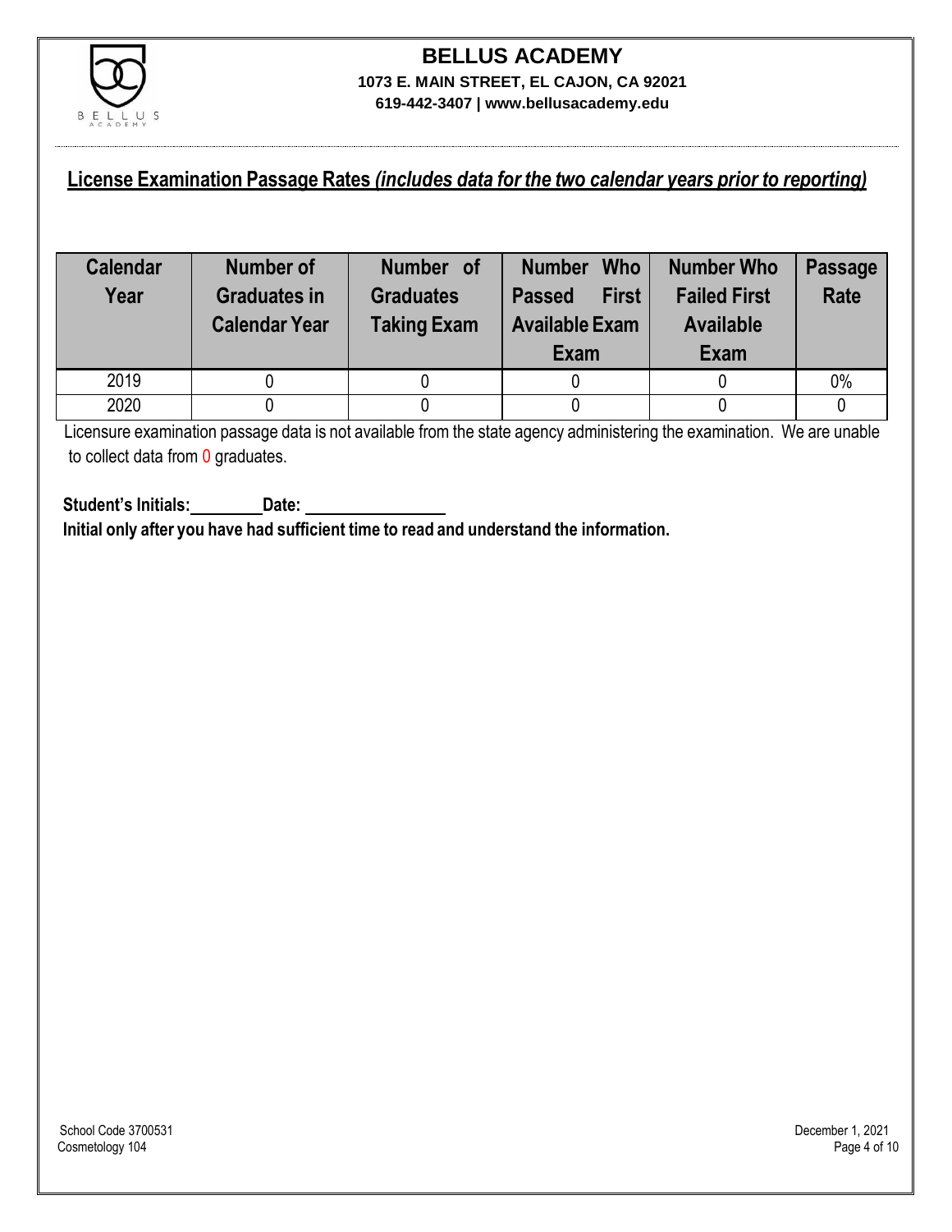# BELLUS ACADEMY

**1073 E. MAIN STREET, EL CAJON, CA 92021**

**619-442-3407 | www.bellusacademy.edu**

## License Examination Passage Rates *(includes data for the two calendar years prior to reporting)*

| Calendar Year | Number of Graduates in Calendar Year | Number of Graduates Taking Exam | Number Who Passed First Available Exam | Number Who Failed First Available Exam | Passage Rate |
|---|---|---|---|---|---|
| 2019 | 0 | 0 | 0 | 0 | 0% |
| 2020 | 0 | 0 | 0 | 0 | 0 |

Licensure examination passage data is not available from the state agency administering the examination. We are unable to collect data from 0 graduates.

**Student's Initials:________ Date: ________________**

**Initial only after you have had sufficient time to read and understand the information.**

School Code 3700531
Cosmetology 104

December 1, 2021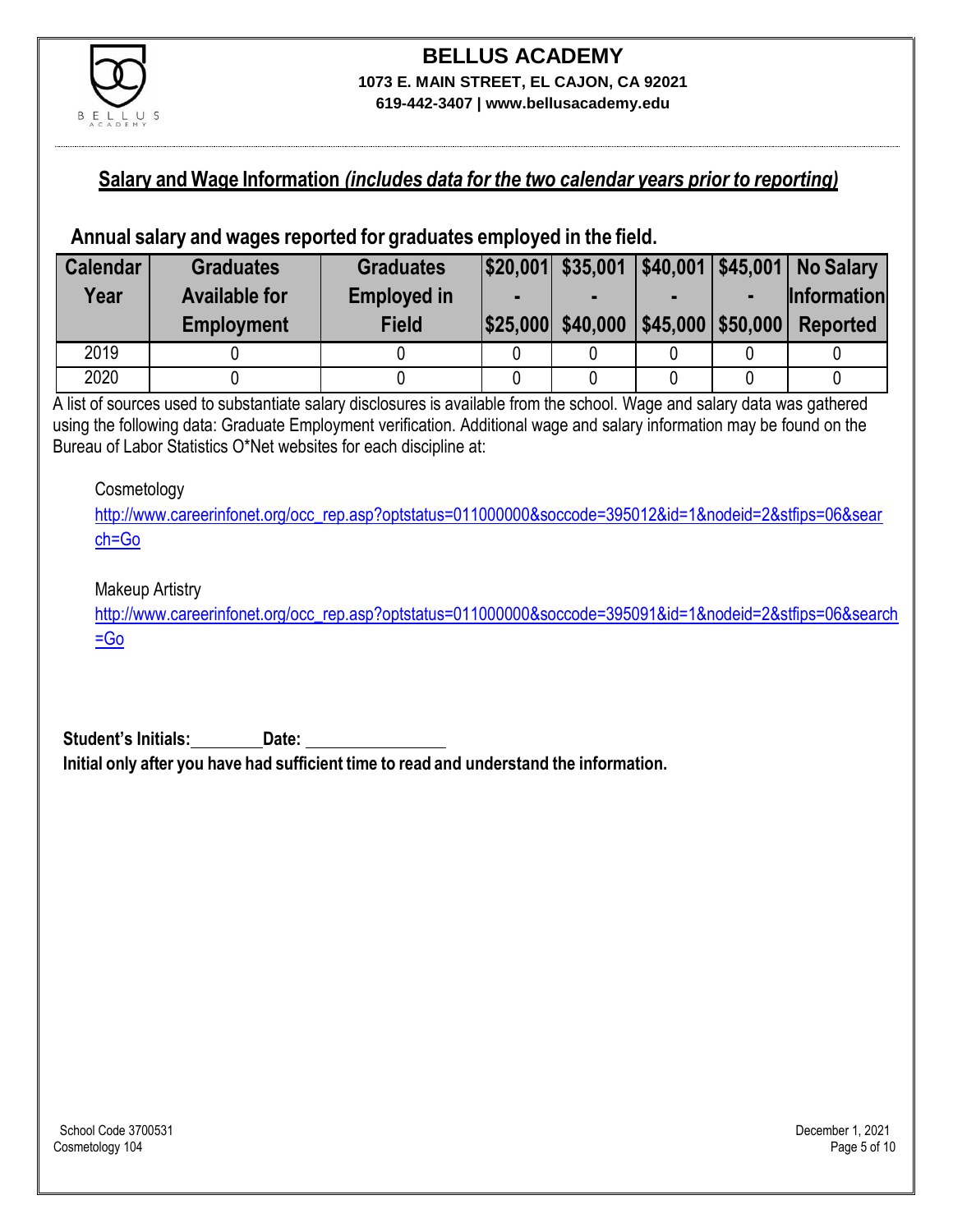# BELLUS ACADEMY

**1073 E. MAIN STREET, EL CAJON, CA 92021**
**619-442-3407 | www.bellusacademy.edu**

## Salary and Wage Information *(includes data for the two calendar years prior to reporting)*

### Annual salary and wages reported for graduates employed in the field.

| Calendar Year | Graduates Available for Employment | Graduates Employed in Field | $20,001 - $25,000 | $35,001 - $40,000 | $40,001 - $45,000 | $45,001 - $50,000 | No Salary Information Reported |
|---|---|---|---|---|---|---|---|
| 2019 | 0 | 0 | 0 | 0 | 0 | 0 | 0 |
| 2020 | 0 | 0 | 0 | 0 | 0 | 0 | 0 |

A list of sources used to substantiate salary disclosures is available from the school. Wage and salary data was gathered using the following data: Graduate Employment verification. Additional wage and salary information may be found on the Bureau of Labor Statistics O*Net websites for each discipline at:

Cosmetology
http://www.careerinfonet.org/occ_rep.asp?optstatus=011000000&soccode=395012&id=1&nodeid=2&stfips=06&search=Go

Makeup Artistry
http://www.careerinfonet.org/occ_rep.asp?optstatus=011000000&soccode=395091&id=1&nodeid=2&stfips=06&search=Go

**Student's Initials:\_\_\_\_\_\_\_\_ Date: \_\_\_\_\_\_\_\_\_\_\_\_\_\_\_\_**
**Initial only after you have had sufficient time to read and understand the information.**

School Code 3700531
Cosmetology 104

December 1, 2021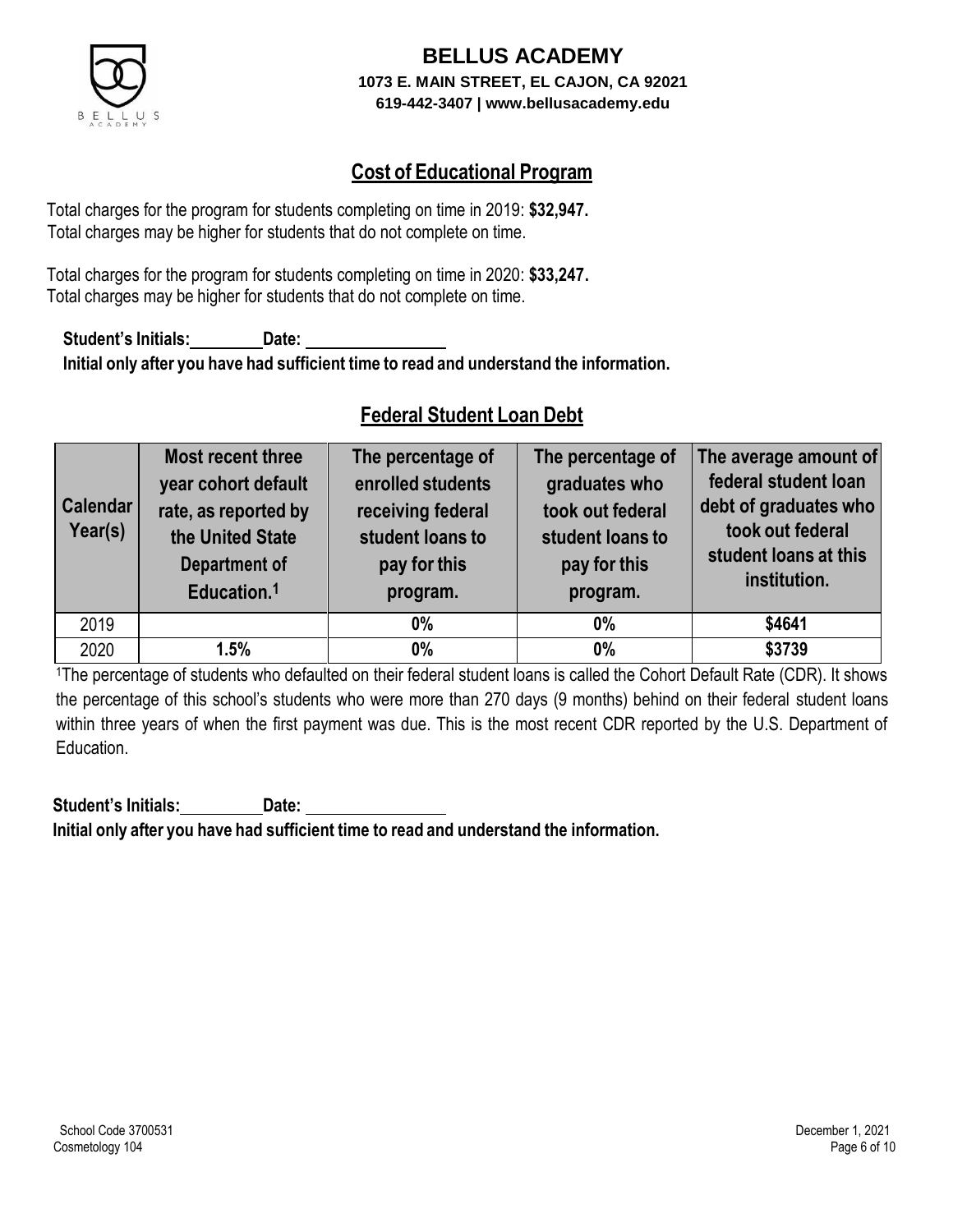# BELLUS ACADEMY

**1073 E. MAIN STREET, EL CAJON, CA 92021**
**619-442-3407 | www.bellusacademy.edu**

## Cost of Educational Program

Total charges for the program for students completing on time in 2019: **$32,947.**
Total charges may be higher for students that do not complete on time.

Total charges for the program for students completing on time in 2020: **$33,247.**
Total charges may be higher for students that do not complete on time.

**Student's Initials:\_\_\_\_\_\_\_\_ Date: \_\_\_\_\_\_\_\_\_\_\_\_\_\_\_\_**
**Initial only after you have had sufficient time to read and understand the information.**

## Federal Student Loan Debt

| Calendar Year(s) | Most recent three year cohort default rate, as reported by the United State Department of Education.[1] | The percentage of enrolled students receiving federal student loans to pay for this program. | The percentage of graduates who took out federal student loans to pay for this program. | The average amount of federal student loan debt of graduates who took out federal student loans at this institution. |
|---|---|---|---|---|
| 2019 | | **0%** | **0%** | **$4641** |
| 2020 | **1.5%** | **0%** | **0%** | **$3739** |

[1]The percentage of students who defaulted on their federal student loans is called the Cohort Default Rate (CDR). It shows the percentage of this school's students who were more than 270 days (9 months) behind on their federal student loans within three years of when the first payment was due. This is the most recent CDR reported by the U.S. Department of Education.

**Student's Initials:\_\_\_\_\_\_\_\_ Date: \_\_\_\_\_\_\_\_\_\_\_\_\_\_\_\_**
**Initial only after you have had sufficient time to read and understand the information.**

School Code 3700531
Cosmetology 104

December 1, 2021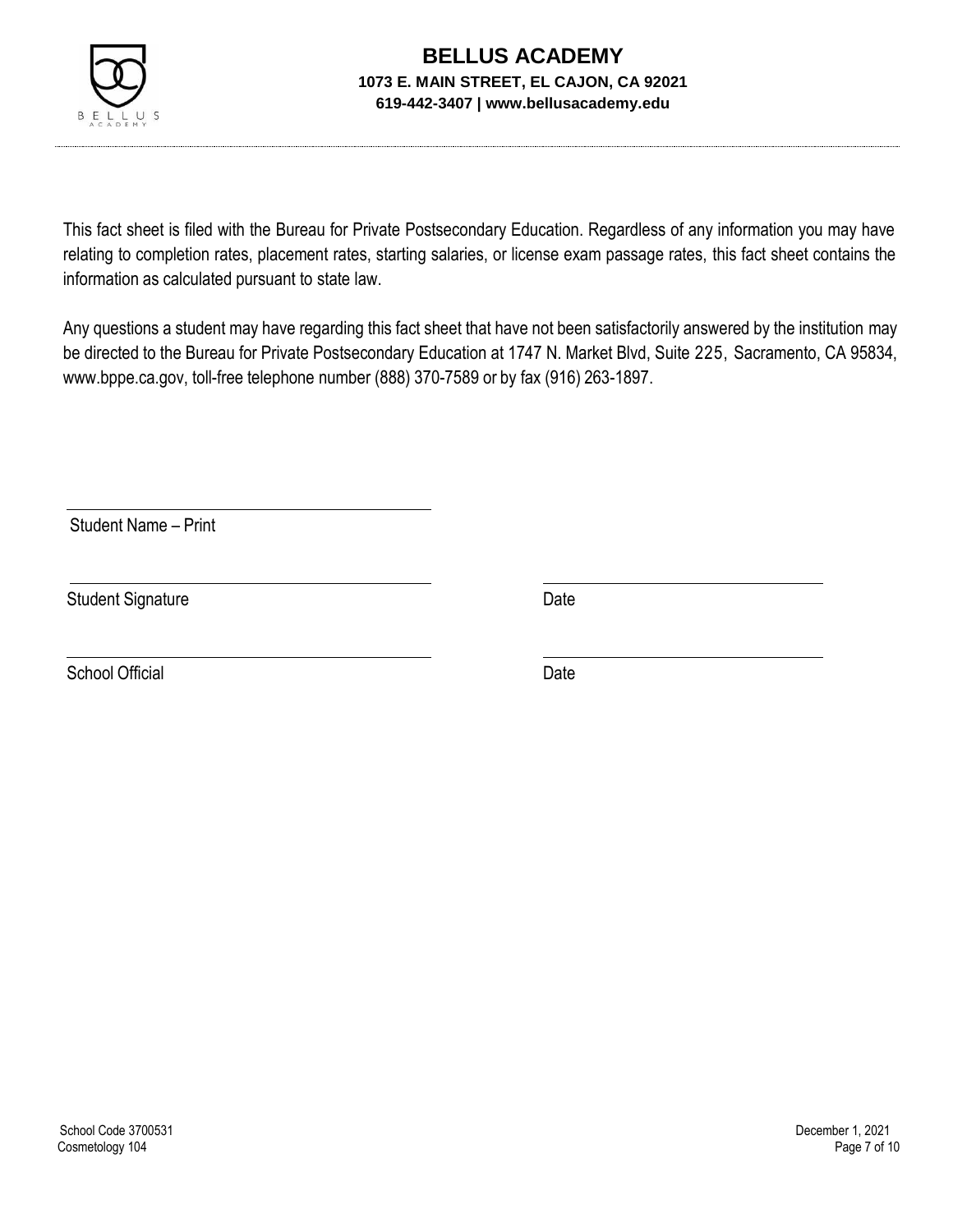# BELLUS ACADEMY

**1073 E. MAIN STREET, EL CAJON, CA 92021**
**619-442-3407 | www.bellusacademy.edu**

This fact sheet is filed with the Bureau for Private Postsecondary Education. Regardless of any information you may have relating to completion rates, placement rates, starting salaries, or license exam passage rates, this fact sheet contains the information as calculated pursuant to state law.

Any questions a student may have regarding this fact sheet that have not been satisfactorily answered by the institution may be directed to the Bureau for Private Postsecondary Education at 1747 N. Market Blvd, Suite 225, Sacramento, CA 95834, www.bppe.ca.gov, toll-free telephone number (888) 370-7589 or by fax (916) 263-1897.

\_\_\_\_\_\_\_\_\_\_\_\_\_\_\_\_\_\_\_\_\_\_\_\_\_\_\_\_\_\_\_\_\_\_\_\_
Student Name – Print

\_\_\_\_\_\_\_\_\_\_\_\_\_\_\_\_\_\_\_\_\_\_\_\_\_\_\_\_\_\_\_\_\_\_\_\_ \_\_\_\_\_\_\_\_\_\_\_\_\_\_\_\_\_\_\_\_\_\_\_\_\_\_
Student Signature Date

\_\_\_\_\_\_\_\_\_\_\_\_\_\_\_\_\_\_\_\_\_\_\_\_\_\_\_\_\_\_\_\_\_\_\_\_ \_\_\_\_\_\_\_\_\_\_\_\_\_\_\_\_\_\_\_\_\_\_\_\_\_\_
School Official Date

School Code 3700531
Cosmetology 104

December 1, 2021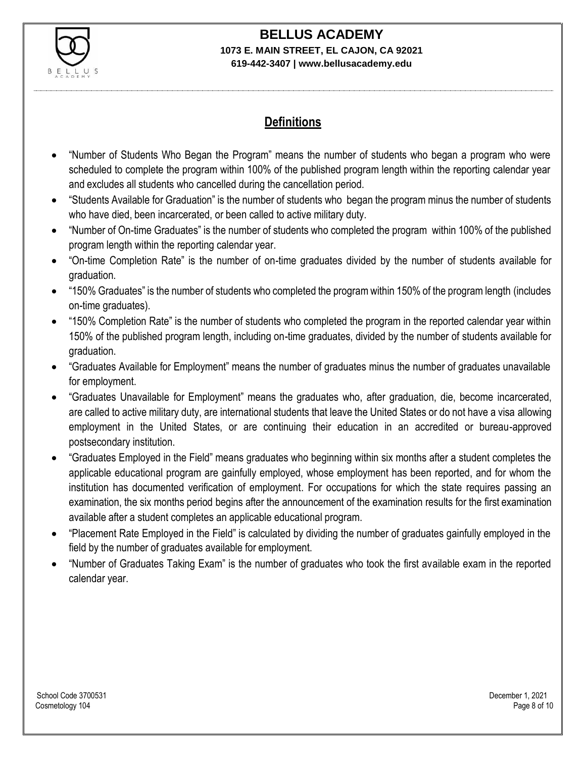## Definitions

- "Number of Students Who Began the Program" means the number of students who began a program who were scheduled to complete the program within 100% of the published program length within the reporting calendar year and excludes all students who cancelled during the cancellation period.
- "Students Available for Graduation" is the number of students who began the program minus the number of students who have died, been incarcerated, or been called to active military duty.
- "Number of On-time Graduates" is the number of students who completed the program within 100% of the published program length within the reporting calendar year.
- "On-time Completion Rate" is the number of on-time graduates divided by the number of students available for graduation.
- "150% Graduates" is the number of students who completed the program within 150% of the program length (includes on-time graduates).
- "150% Completion Rate" is the number of students who completed the program in the reported calendar year within 150% of the published program length, including on-time graduates, divided by the number of students available for graduation.
- "Graduates Available for Employment" means the number of graduates minus the number of graduates unavailable for employment.
- "Graduates Unavailable for Employment" means the graduates who, after graduation, die, become incarcerated, are called to active military duty, are international students that leave the United States or do not have a visa allowing employment in the United States, or are continuing their education in an accredited or bureau-approved postsecondary institution.
- "Graduates Employed in the Field" means graduates who beginning within six months after a student completes the applicable educational program are gainfully employed, whose employment has been reported, and for whom the institution has documented verification of employment. For occupations for which the state requires passing an examination, the six months period begins after the announcement of the examination results for the first examination available after a student completes an applicable educational program.
- "Placement Rate Employed in the Field" is calculated by dividing the number of graduates gainfully employed in the field by the number of graduates available for employment.
- "Number of Graduates Taking Exam" is the number of graduates who took the first available exam in the reported calendar year.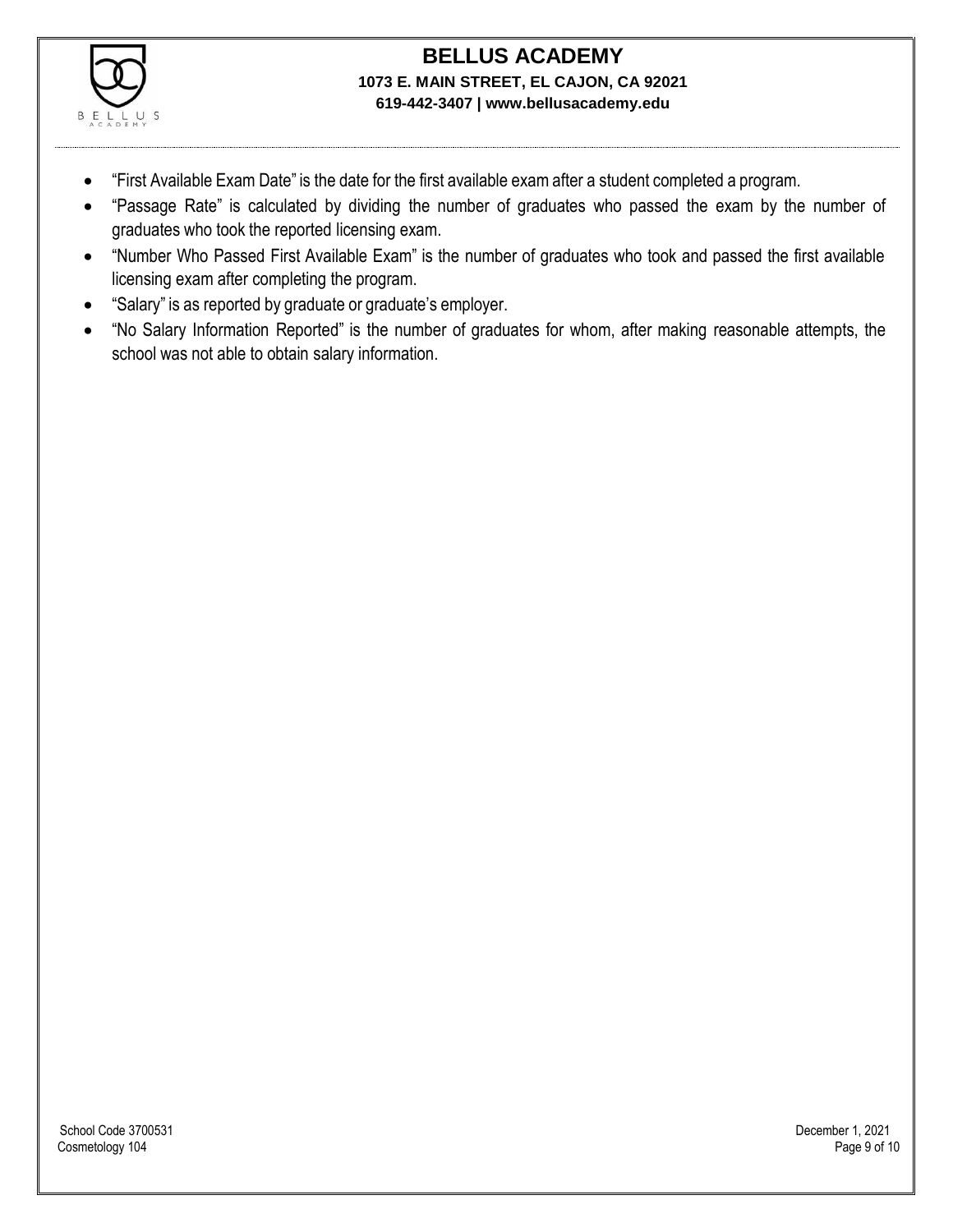- "First Available Exam Date" is the date for the first available exam after a student completed a program.
- "Passage Rate" is calculated by dividing the number of graduates who passed the exam by the number of graduates who took the reported licensing exam.
- "Number Who Passed First Available Exam" is the number of graduates who took and passed the first available licensing exam after completing the program.
- "Salary" is as reported by graduate or graduate's employer.
- "No Salary Information Reported" is the number of graduates for whom, after making reasonable attempts, the school was not able to obtain salary information.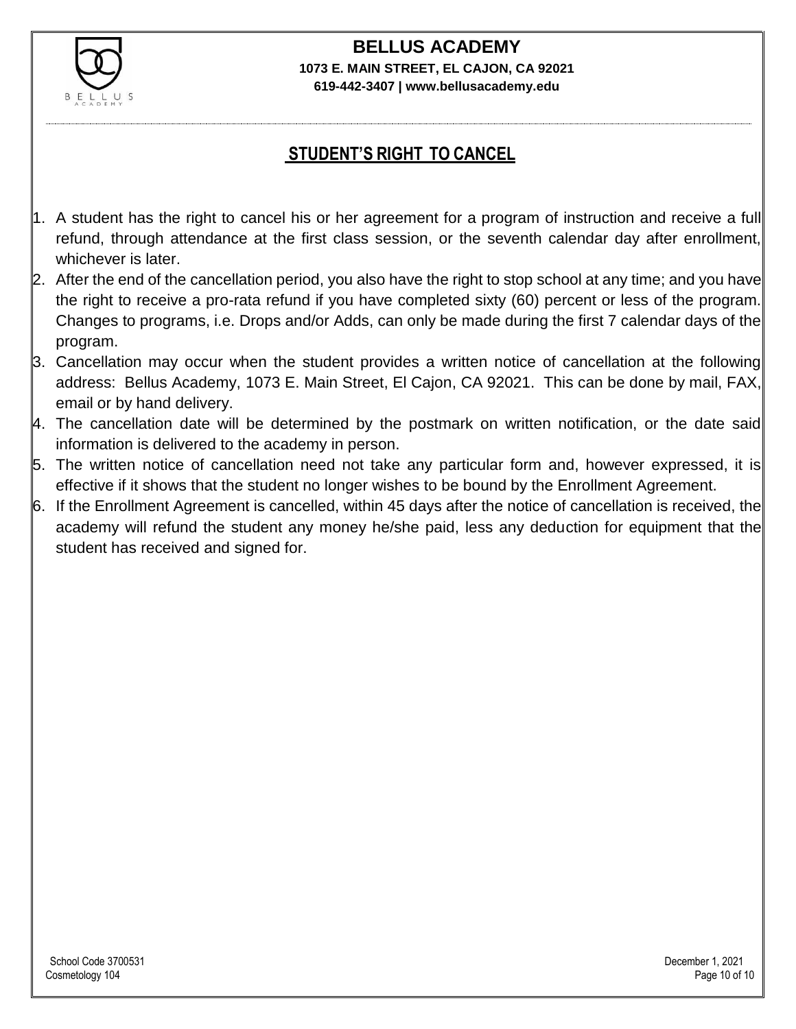# BELLUS ACADEMY

**1073 E. MAIN STREET, EL CAJON, CA 92021**
**619-442-3407 | www.bellusacademy.edu**

## STUDENT'S RIGHT TO CANCEL

1. A student has the right to cancel his or her agreement for a program of instruction and receive a full refund, through attendance at the first class session, or the seventh calendar day after enrollment, whichever is later.
2. After the end of the cancellation period, you also have the right to stop school at any time; and you have the right to receive a pro-rata refund if you have completed sixty (60) percent or less of the program. Changes to programs, i.e. Drops and/or Adds, can only be made during the first 7 calendar days of the program.
3. Cancellation may occur when the student provides a written notice of cancellation at the following address: Bellus Academy, 1073 E. Main Street, El Cajon, CA 92021. This can be done by mail, FAX, email or by hand delivery.
4. The cancellation date will be determined by the postmark on written notification, or the date said information is delivered to the academy in person.
5. The written notice of cancellation need not take any particular form and, however expressed, it is effective if it shows that the student no longer wishes to be bound by the Enrollment Agreement.
6. If the Enrollment Agreement is cancelled, within 45 days after the notice of cancellation is received, the academy will refund the student any money he/she paid, less any deduction for equipment that the student has received and signed for.